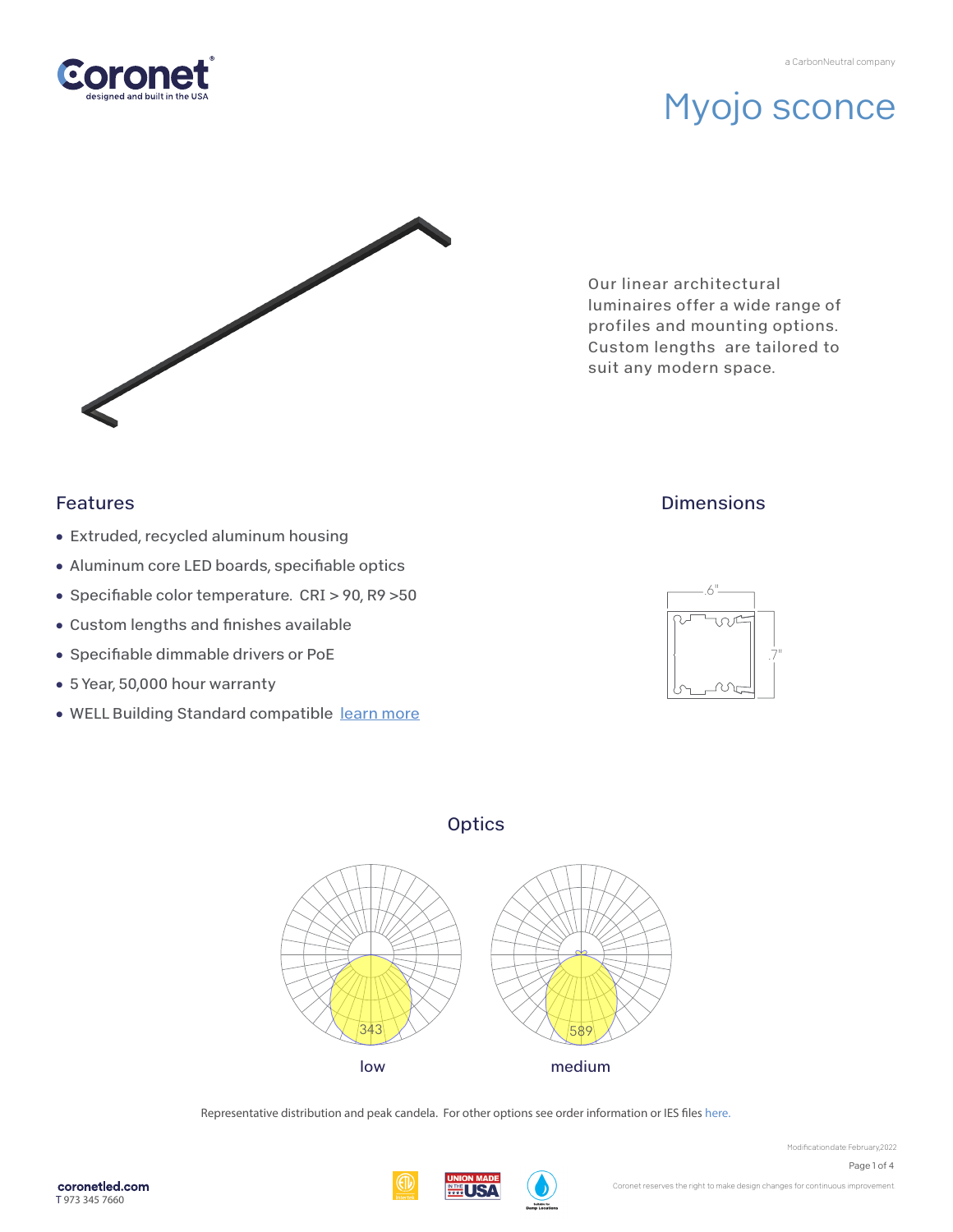Coronet
designed and built in the USA

a CarbonNeutral company

# Myojo sconce

Our linear architectural luminaires offer a wide range of profiles and mounting options. Custom lengths are tailored to suit any modern space.

## Features

- Extruded, recycled aluminum housing
- Aluminum core LED boards, specifiable optics
- Specifiable color temperature. CRI > 90, R9 >50
- Custom lengths and finishes available
- Specifiable dimmable drivers or PoE
- 5 Year, 50,000 hour warranty
- WELL Building Standard compatible learn more

## Dimensions

.6"

.7"

## Optics

343

low

589

medium

Representative distribution and peak candela. For other options see order information or IES files here.

Modification date: February,2022

coronetled.com
T 973 345 7660

Coronet reserves the right to make design changes for continuous improvement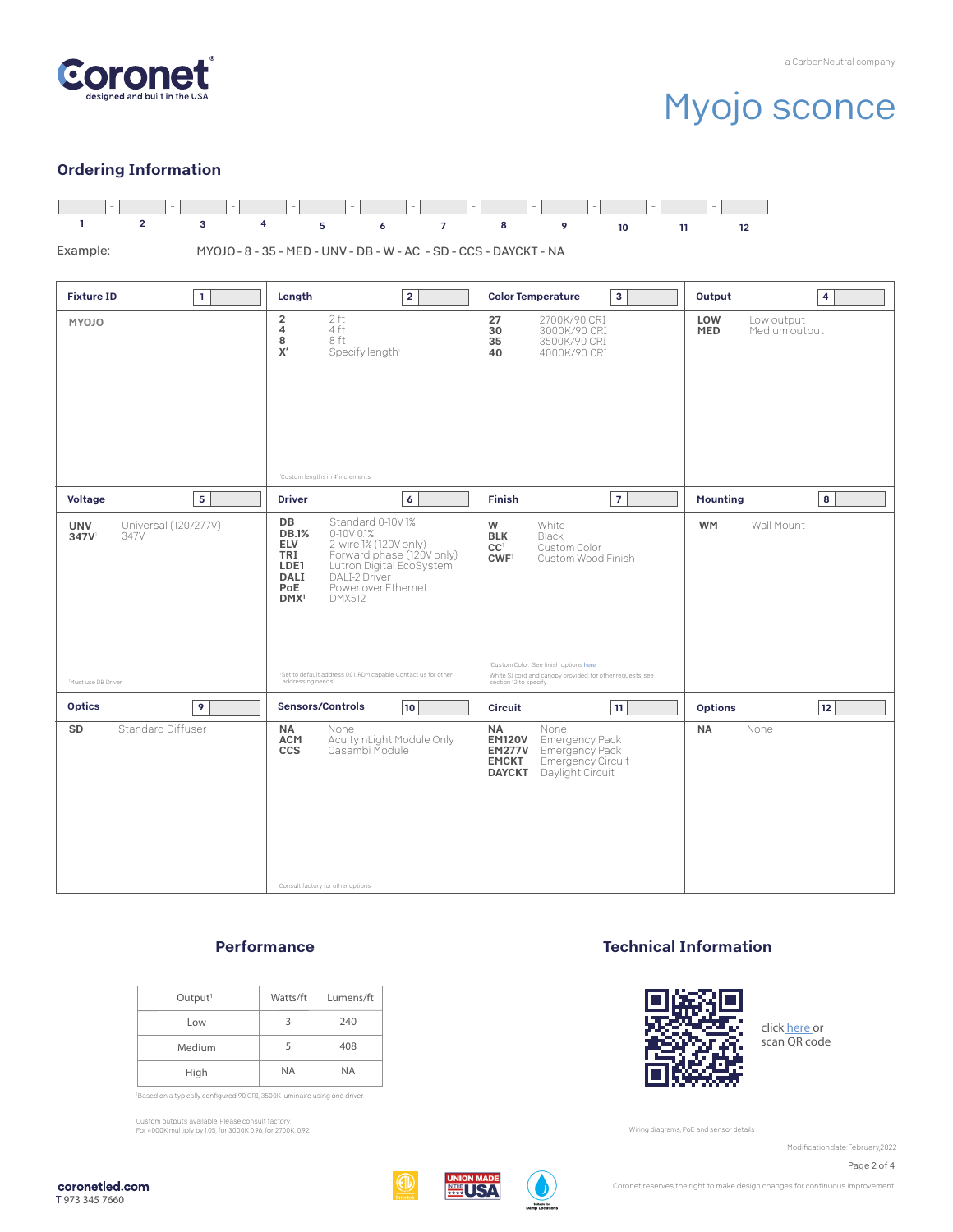# Myojo sconce

## Ordering Information

| 1 | 2 | 3 | 4 | 5 | 6 | 7 | 8 | 9 | 10 | 11 | 12 |
|---|---|---|---|---|---|---|---|---|---|---|---|
| | | | | | | | | | | | |

Example: MYOJO - 8 - 35 - MED - UNV - DB - W - AC - SD - CCS - DAYCKT - NA

### Fixture ID (1)

- **MYOJO**

### Length (2)

- **2** — 2 ft
- **4** — 4 ft
- **8** — 8 ft
- **X'** — Specify length¹

¹Custom lengths in 4' increments

### Color Temperature (3)

- **27** — 2700K/90 CRI
- **30** — 3000K/90 CRI
- **35** — 3500K/90 CRI
- **40** — 4000K/90 CRI

### Output (4)

- **LOW** — Low output
- **MED** — Medium output

### Voltage (5)

- **UNV** — Universal (120/277V)
- **347V**¹ — 347V

¹Must use DB Driver

### Driver (6)

- **DB** — Standard 0-10V 1%
- **DB.1%** — 0-10V 0.1%
- **ELV** — 2-wire 1% (120V only)
- **TRI** — Forward phase (120V only)
- **LDE1** — Lutron Digital EcoSystem
- **DALI** — DALI-2 Driver
- **PoE** — Power over Ethernet
- **DMX**¹ — DMX512

¹Set to default address 001. RDM capable. Contact us for other addressing needs

### Finish (7)

- **W** — White
- **BLK** — Black
- **CC**¹ — Custom Color
- **CWF**¹ — Custom Wood Finish

¹Custom Color. See finish options here

White SJ cord and canopy provided; for other requests, see section 12 to specify

### Mounting (8)

- **WM** — Wall Mount

### Optics (9)

- **SD** — Standard Diffuser

### Sensors/Controls (10)

- **NA** — None
- **ACM** — Acuity nLight Module Only
- **CCS** — Casambi Module

Consult factory for other options

### Circuit (11)

- **NA** — None
- **EM120V** — Emergency Pack
- **EM277V** — Emergency Pack
- **EMCKT** — Emergency Circuit
- **DAYCKT** — Daylight Circuit

### Options (12)

- **NA** — None

## Performance

| Output¹ | Watts/ft | Lumens/ft |
|---|---|---|
| Low | 3 | 240 |
| Medium | 5 | 408 |
| High | NA | NA |

¹Based on a typically configured 90 CRI, 3500K luminaire using one driver.

Custom outputs available. Please consult factory.
For 4000K multiply by 1.05; for 3000K 0.96; for 2700K, 0.92.

## Technical Information

click here or scan QR code

Wiring diagrams, PoE and sensor details

Modification date: February, 2022

coronetled.com
T 973 345 7660

Coronet reserves the right to make design changes for continuous improvement.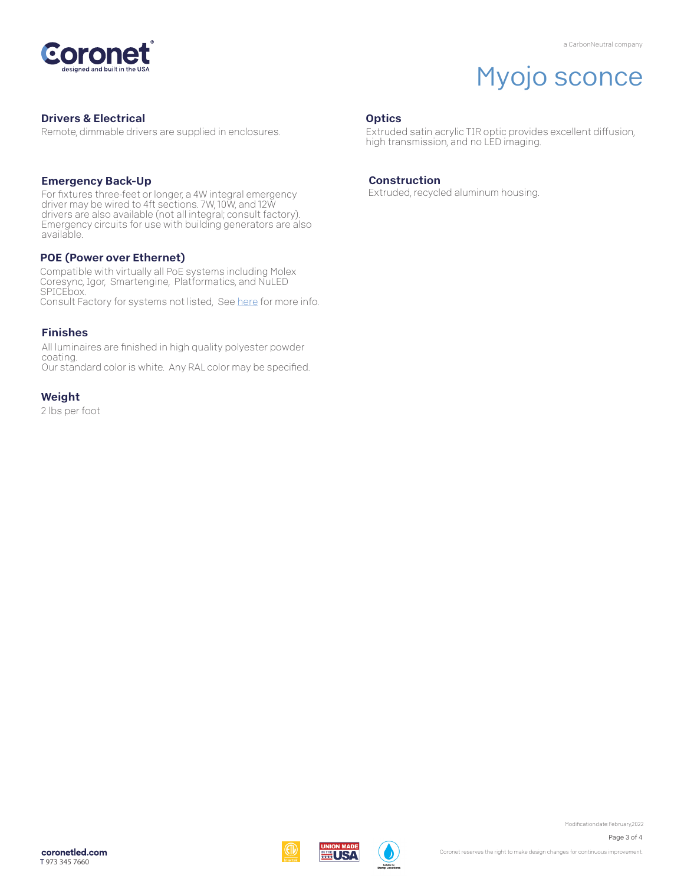# Myojo sconce

## Drivers & Electrical

Remote, dimmable drivers are supplied in enclosures.

## Emergency Back-Up

For fixtures three-feet or longer, a 4W integral emergency driver may be wired to 4ft sections. 7W, 10W, and 12W drivers are also available (not all integral; consult factory). Emergency circuits for use with building generators are also available.

## POE (Power over Ethernet)

Compatible with virtually all PoE systems including Molex Coresync, Igor, Smartengine, Platformatics, and NuLED SPICEbox.
Consult Factory for systems not listed, See here for more info.

## Finishes

All luminaires are finished in high quality polyester powder coating.
Our standard color is white. Any RAL color may be specified.

## Weight

2 lbs per foot

## Optics

Extruded satin acrylic TIR optic provides excellent diffusion, high transmission, and no LED imaging.

## Construction

Extruded, recycled aluminum housing.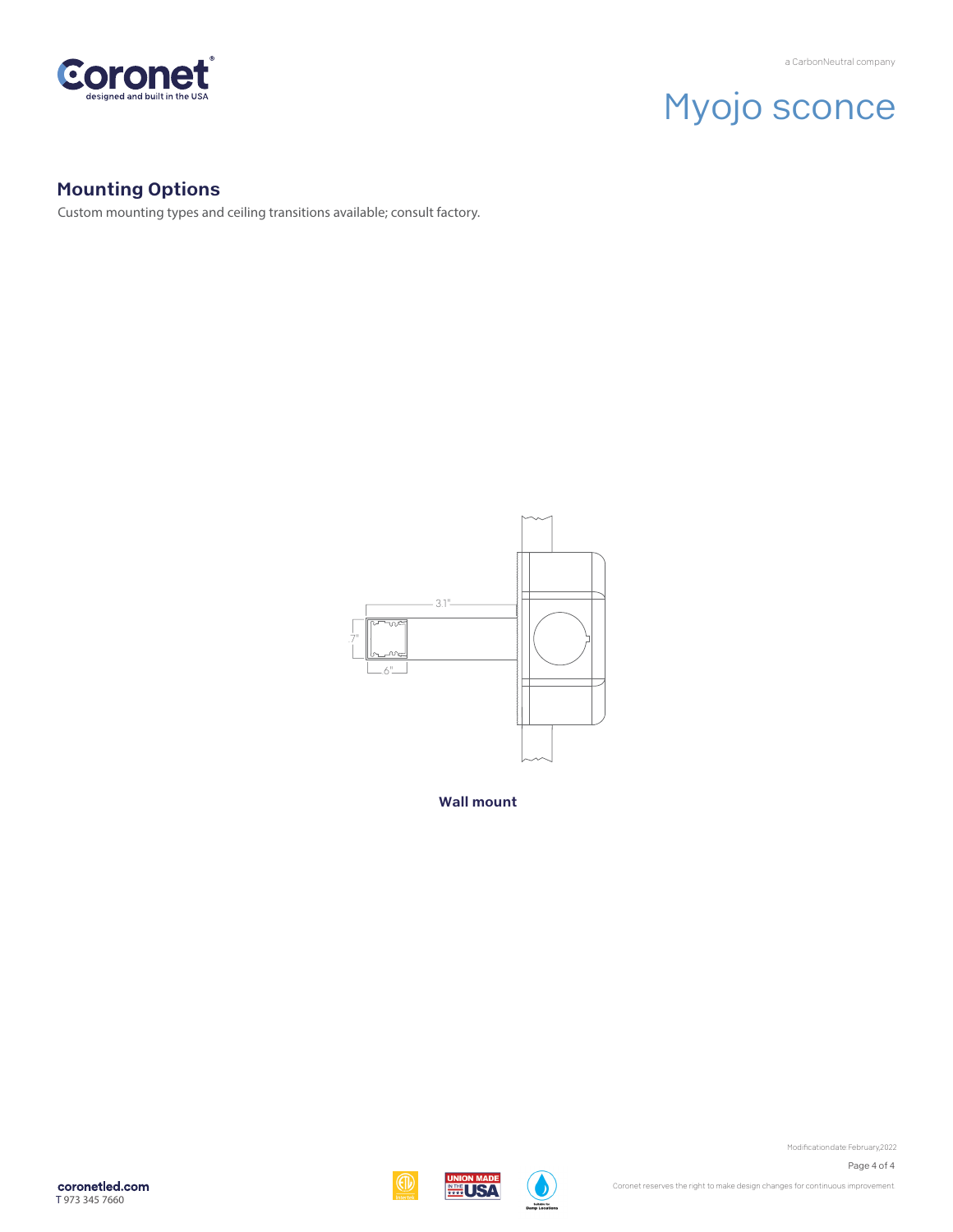# Myojo sconce

## Mounting Options

Custom mounting types and ceiling transitions available; consult factory.

3.1"

.7"

.6"

**Wall mount**

Modification date: February, 2022

Coronet reserves the right to make design changes for continuous improvement

coronetled.com
T 973 345 7660